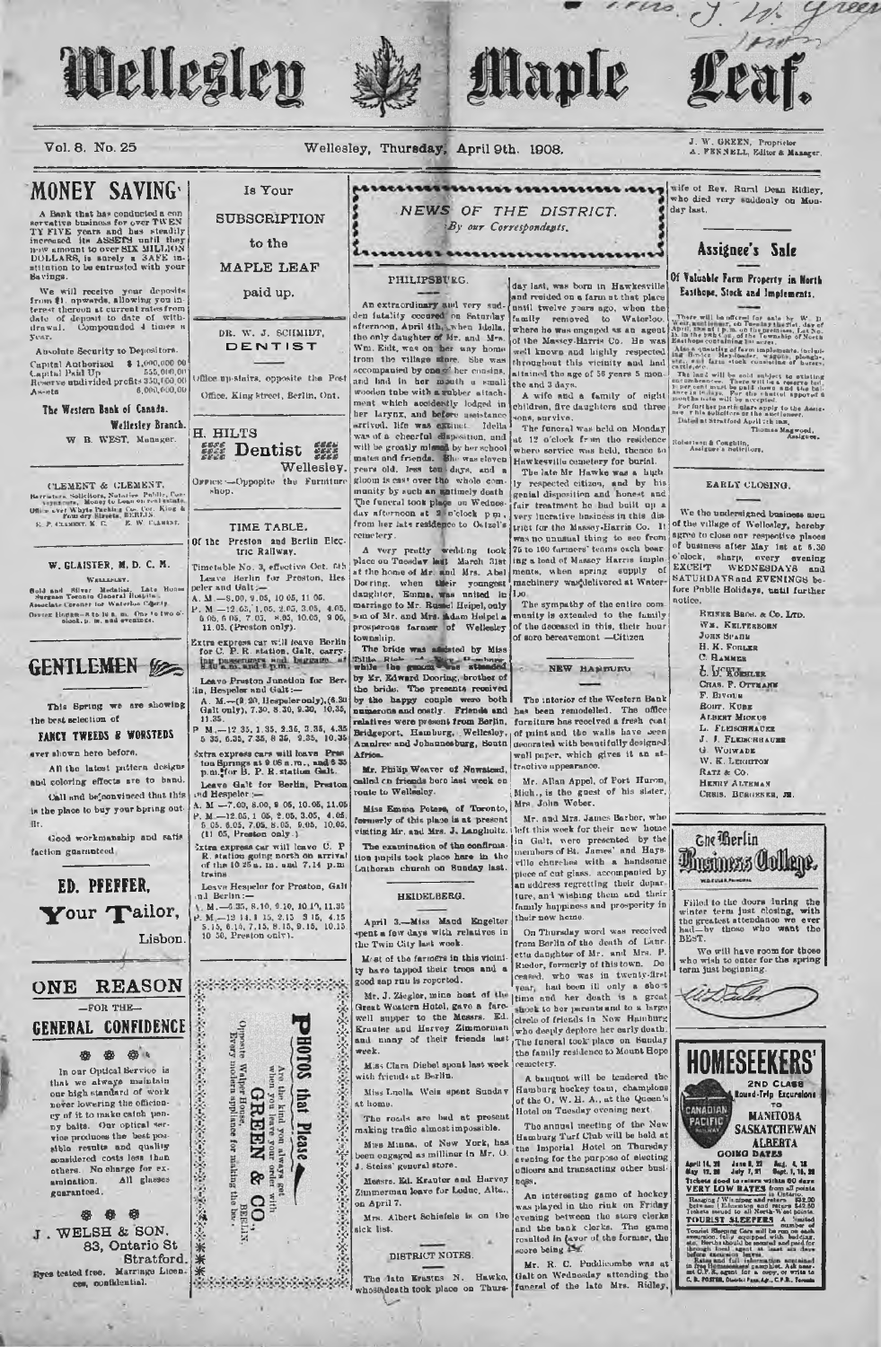# Wellesley Maple Leaf.

Vol. 8. No. 25 — Wellesley, Thursday, April 9th. 1908.

J. W. GREEN, Proprietor
A. FENNELL, Editor & Manager.

## MONEY SAVING

A Bank that has conducted a conservative business for over TWENTY FIVE years and has steadily increased its ASSETS until they now amount to over SIX MILLION DOLLARS, is surely a SAFE institution to be entrusted with your Savings.

We will receive your deposits from $1. upwards, allowing you interest thereon at current rates from date of deposit to date of withdrawal. Compounded 4 times a year.

Absolute Security to Depositors.

Capital Authorized $ 1,000,000 00
Capital Paid Up 555,000 00
Reserve undivided profits 350,000 00
Assets 6,000,000 00

**The Western Bank of Canada.**

**Wellesley Branch.**

W. B. WEST, Manager.

CLEMENT & CLEMENT,
Barristers, Solicitors, Notaries Public, Conveyancers. Money to Loan on real estate. Office over Whyte Packing Co. Cor. King & Foundry Streets, BERLIN.
E. P. CLEMENT, K. C. E. W. CLEMENT.

W. GLAISTER, M. D. C. M.
WELLESLEY.
Gold and Silver Medalist, Late House Surgeon Toronto General Hospital. Associate Coroner for Waterloo County.
Office Hours—8 to 10 a. m. One to two o'clock. p. m. and evenings.

## GENTLEMEN

This Spring we are showing the best selection of

**FANCY TWEEDS & WORSTEDS**

ever shown here before.

All the latest pattern designs and coloring effects are to hand.

Call and be convinced that this is the place to buy your spring outfit.

Good workmanship and satisfaction guaranteed.

## ED. PFEFFER,

## Your Tailor,

Lisbon.

## ONE REASON

—FOR THE—

## GENERAL CONFIDENCE

In our Optical Service is that we always maintain our high standard of work never lowering the efficiency of it to make catch penny baits. Our optical service produces the best possible results and quality considered costs less than others. No charge for examination. All glasses guaranteed.

J. WELSH & SON,
83, Ontario St
Stratford.
Eyes tested free. Marriage Licences, confidential.

Is Your

SUBSCRIPTION

to the

MAPLE LEAF

paid up.

DR. W. J. SCHMIDT,
DENTIST

Office up-stairs, opposite the Post Office, King Street, Berlin, Ont.

H. HILTS
Dentist
Wellesley.
OFFICE:—Opposite the Furniture shop.

## TIME TABLE.

Of the Preston and Berlin Electric Railway.

Timetable No. 3, effective Oct. 6th

Leave Berlin for Preston, Hespeler and Galt:—
A. M.—8.00, 9.05, 10 05, 11 05.
P. M.—12 05, 1.05, 2.05, 3.05, 4.05, 5.05, 6 05, 7.05, 8.05, 10.05, 9 05, 11.05. (Preston only).

Extra express car will leave Berlin for C. P. R. station, Galt, carrying passengers and baggage, at 8.00 a. m. and 4 p. m.

Leave Preston Junction for Berlin, Hespeler and Galt:—
A. M.—(8 20, Hespeler only), (6.30 Galt only), 7.30, 8.30, 9.30, 10.35, 11.35.
P. M.—12 35, 1 35, 2.35, 3.35, 4.35, 5 35, 6.35, 7.35, 8 35, 9.35, 10.35.

Extra express cars will leave Preston Springs at 9 05 a. m., and 6 35 p. m. for B. P. R. station Galt.

Leave Galt for Berlin, Preston and Hespeler:—
A. M.—7.00, 8.00, 9 05, 10.05, 11.05.
P. M.—12.05, 1 05, 2.05, 3.05, 4.05, 5 05, 6.05, 7.05, 8.05, 9.05, 10.05, (11 05, Preston only.)

Extra express car will leave C. P. R. station going north on arrival of the 10 25 a. m. and 7.14 p. m. trains

Leave Hespeler for Preston, Galt and Berlin:—
A. M.—6.35, 8.10, 9.10, 10.10, 11.10
P. M.—12 14, 1 15, 2.15, 3 15, 4.15, 5.15, 6.15, 7.15, 8.15, 9.15, 10.15, 10 50, Preston only).

**PHOTOS that Please**

Are the kind you always get when you leave your order with

**GREEN & CO.,**

BERLIN.

Opposite Walper House. Every modern appliance for making the best.

## NEWS OF THE DISTRICT.

*By our Correspondents.*

### PHILIPSBURG.

An extraordinary and very sudden fatality occured on Saturday afternoon, April 4th, when Idella, the only daughter of Mr. and Mrs. Wm. Eidt, was on her way home from the village store. She was accompanied by one of her cousins, and had in her mouth a small wooden tube with a rubber attachment which accidently lodged in her larynx, and before assistance arrived, life was extinct. Idella was of a cheerful disposition, and will be greatly missed by her school mates and friends. She was eleven years old, less ten days, and a gloom is cast over the whole community by such an untimely death. The funeral took place on Wednesday afternoon at 2 o'clock p m., from her late residence to Oetzel's cemetery.

A very pretty wedding took place on Tuesday last March 31st at the home of Mr. and Mrs. Abel Doering, when their youngest daughter, Emma, was united in marriage to Mr. Russel Heipel, only son of Mr. and Mrs. Adam Heipel a prosperous farmer of Wellesley township.

The bride was assisted by Miss Tillie Rich... of ... Hamburg, while the groom was attended by Mr. Edward Doering, brother of the bride. The presents received by the happy couple were both numerous and costly. Friends and relatives were present from Berlin, Bridgeport, Hamburg, Wellesley, Amulree and Johannesburg, South Africa.

Mr. Philip Weaver of Newstead, called on friends here last week en route to Wellesley.

Miss Emma Poteau, of Toronto, formerly of this place is at present visiting Mr. and Mrs. J. Langholtz.

The examination of the confirmation pupils took place here in the Lutheran church on Sunday last.

### HEIDELBERG.

April 3.—Miss Maud Engelter spent a few days with relatives in the Twin City last week.

Most of the farmers in this vicinity have tapped their trees and a good sap run is reported.

Mr. J. Ziegler, mine host of the Great Western Hotel, gave a farewell supper to the Messrs. Ed. Krauter and Harvey Zimmerman and many of their friends last week.

Miss Clara Diebel spent last week with friends at Berlin.

Miss Luella Weis spent Sunday at home.

The roads are bad at present making traffic almost impossible.

Miss Minna, of New York, has been engaged as milliner in Mr. O. J. Steiss' general store.

Messrs. Ed. Krauter and Harvey Zimmerman leave for Leduc, Alta., on April 7.

Mrs. Albert Schiefele is on the sick list.

### DISTRICT NOTES.

The late Erastus N. Hawke, whose death took place on Thursday last, was born in Hawkesville and resided on a farm at that place until twelve years ago, when the family removed to Waterloo, where he was engaged as an agent of the Massey-Harris Co. He was well known and highly respected throughout this vicinity and had attained the age of 56 years 5 months and 3 days.

A wife and a family of eight children, five daughters and three sons, survive.

The funeral was held on Monday at 12 o'clock from the residence where service was held, thence to Hawkesville cemetery for burial.

The late Mr Hawke was a highly respected citizen, and by his genial disposition and honest and fair treatment he had built up a very lucrative business in this district for the Massey-Harris Co. It was no unusual thing to see from 75 to 100 farmers' teams each bearing a load of Massey Harris implements, when spring supply of machinery was delivered at Waterloo.

The sympathy of the entire community is extended to the family of the deceased in this, their hour of sore bereavement —Citizen

### NEW HAMBURG.

The interior of the Western Bank has been remodelled. The office furniture has received a fresh coat of paint and the walls have been decorated with beautifully designed wall paper, which gives it an attractive appearance.

Mr. Allan Appel, of Port Huron, Mich., is the guest of his sister, Mrs. John Weber.

Mr. and Mrs. James Barbor, who left this week for their new home in Galt, were presented by the members of St. James' and Haysville churches with a handsome piece of cut glass, accompanied by an address regretting their departure, and wishing them and their family happiness and prosperity in their new home.

On Thursday word was received from Berlin of the death of Lauretta daughter of Mr. and Mrs. P. Roedor, formerly of this town. Deceased, who was in twenty-first year, had been ill only a short time and her death is a great shock to her parents and to a large circle of friends in New Hamburg who deeply deplore her early death. The funeral took place on Sunday the family residence to Mount Hope cemetery.

A banquet will be tendered the Hamburg hockey club, champions of the O. W. H. A., at the Queen's Hotel on Tuesday evening next.

The annual meeting of the New Hamburg Turf Club will be held at the Imperial Hotel on Thursday evening for the purpose of electing officers and transacting other business.

An interesting game of hockey was played in the rink on Friday evening between the store clerks and the bank clerks. The game resulted in favor of the former, the score being 1-0.

Mr. R. C. Puddicombe was at Galt on Wednesday attending the funeral of the late Mrs. Ridley, wife of Rev. Rural Dean Ridley, who died very suddenly on Monday last.

## Assignee's Sale

### Of Valuable Farm Property in North Easthope, Stock and Implements.

There will be offered for sale by W. D. Weir, auctioneer, on Tuesday the 21st day of April, 1908 at 1 p.m. on the premises, Lot No. 11, in the 9th Con. of the Township of North Easthope containing 100 acres.

Also a quantity of farm implements, including Binder, Hay-loader, wagons, ploughs, etc., and farm stock consisting of horses, cattle, etc.

The land will be sold subject to existing encumbrances. There will be a reserve bid. 10 per cent must be paid down and the balance in 30 days. For the chattel approved 6 month's note will be accepted.

For further particulars apply to the Assignee or the Solicitors or the auctioneer.

Dated at Stratford April 7th 1908.

Thomas Magwood,
Assignee.

Robertson & Coughlin,
Assignee's solicitors.

## EARLY CLOSING.

We the undersigned business men of the village of Wellesley, hereby agree to close our respective places of business after May 1st at 6.30 o'clock, sharp, every evening EXCEPT WEDNESDAYS and SATURDAYS and EVENINGS before Public Holidays, until further notice.

REISER BROS. & CO. LTD.
WM. KELTERBORN
JOHN SPAHR
H. K. FOHLER
C. HAMMER
E. LICHTY
D. KOEHLER
CHAS. F. OTTMANN
F. BIVOLT
ROBT. KUBE
ALBERT MICKUS
L. FLEISCHHAUER
J. F. FLEISCHHAUER
G. WOIWADE
W. K. LEIGHTON
RATZ & CO.
HENRY ALTEMAN
CHRIS. BURGHERR, JR.

## The Berlin Business College

Filled to the doors during the winter term just closing, with the greatest attendance we ever had—by those who want the BEST.

We will have room for those who wish to enter for the spring term just beginning.

## HOMESEEKERS'

2ND CLASS
Round-Trip Excursions
TO
MANITOBA
SASKATCHEWAN
ALBERTA

CANADIAN PACIFIC RAILWAY

GOING DATES
April 14, 28 June 9, 23 Aug. 4, 18
May 12, 26 July 7, 21 Sept. 1, 15, 29

Tickets good to return within 60 days

VERY LOW RATES from all points in Ontario.

Ranging (Winnipeg and return $32.00 between Edmonton and return $42.50) Tickets issued to all North-West points.

TOURIST SLEEPERS A limited number of Tourist Sleeping Cars will be run on each excursion, fully equipped with bedding, etc. Berths should be secured and paid for through local agent at least six days before excursion leaves.

Rates and full information contained in free Homeseekers' pamphlet. Ask nearest C.P.R. agent for a copy, or write to C. B. FOSTER, District Pass. Agt., C.P.R., Toronto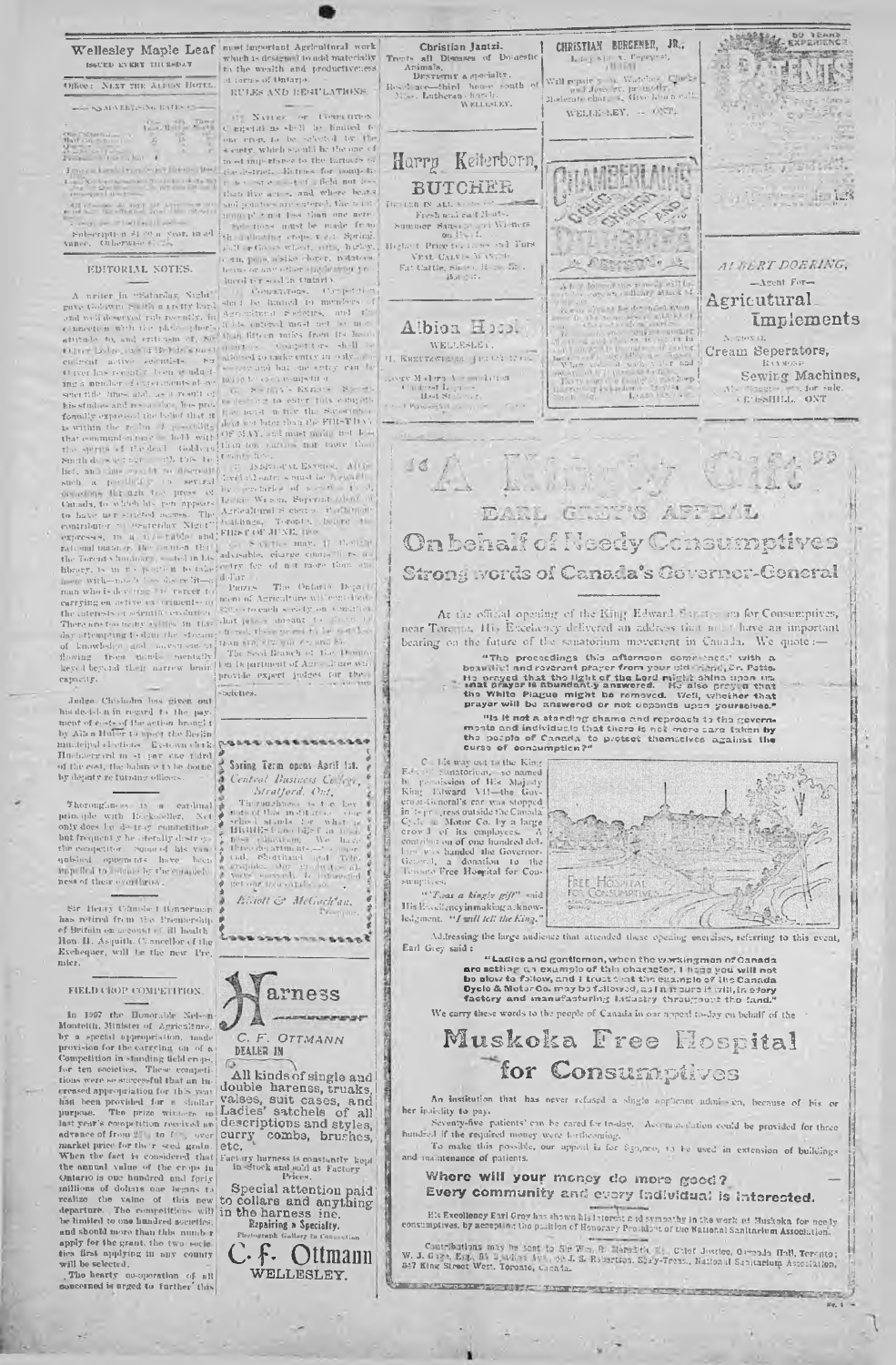# Wellesley Maple Leaf

ISSUED EVERY THURSDAY

Office: NEXT THE ALBION HOTEL.

Subscription $1.00 a year in advance. Otherwise $1.25.

## EDITORIAL NOTES.

A writer in "Saturday Night" gave Goldwin Smith a pretty hard and well deserved rub recently, in connection with the philosopher's attitude to, and criticism of, Sir Oliver Lodge, one of Britain's most eminent active scientists. Sir Oliver has recently been conducting a number of experiments at séances (the lines and, as a result of his studies and researches, has professionally expressed the belief that it is within the realm of possibility that communication may be held with the spirits of the dead. Goldwin Smith does not agree with this belief, and aims openly to discredit such a possibility in several columns through the press of Canada, to which his pen appears to have unrestricted access. The contributor to "Saturday Night" expresses, in a reasonable and rational manner, the opinion that the Toronto scholar, seated in his library, is not in a position to take issue with—much less discredit—a man who is devoting his career to carrying on active experiments in the interests of scientific revelation. There are too many writers in this day attempting to dam the streams of knowledge and science as flowing from minds mentally keyed beyond their narrow brain capacity.

Judge Chisholm has given out his decision in regard to the payment of costs of the action brought by Allan Huber to upset the Berlin municipal elections. Ex-town clerk Hachborn must pay one third of the cost, the balance to be borne by deputy returning officers.

Thoroughness is a cardinal principle with Rockefeller. Not only does he destroy competition, but frequently he literally destroys the competitor. Some of his vanquished opponents have been impelled to suicide by the completeness of their overthrow.

Sir Henry Campbell Bannerman has retired from the Premiership of Britain on account of ill health. Hon. H. Asquith, Chancellor of the Exchequer, will be the new Premier.

## FIELD CROP COMPETITION.

In 1907 the Honorable Nelson Monteith, Minister of Agriculture, by a special appropriation, made provision for the carrying on of a Competition in standing field crops, for ten societies. These competitions were so successful that an increased appropriation for this year has been provided for a similar purpose. The prize winners in last year's competition received an advance of from 2½ to 10% over market price for their seed grain. When the fact is considered that the annual value of the crops in Ontario is one hundred and forty millions of dollars one begins to realize the value of this new departure. The competitions will be limited to one hundred societies, and should more than this number apply for the grant, the two societies first applying in any county will be selected.

The hearty co-operation of all concerned is urged to further this most important Agricultural work which is designed to add materially to the wealth and productiveness of farms of Ontario.

RULES AND REGULATIONS.

(1) NATURE OF COMPETITION. Competition shall be limited to one crop, to be selected by the society, which should be the one of most importance to the farmers of the district. Entries for competition must consist of a field not less than five acres, and where beans and potatoes are entered, the field must not be less than one acre. Selections must be made from the following crops, viz.: Spring, fall or Goose wheat, oats, barley, corn, peas, alsike clover, potatoes, beans or any other single crop produced for seed in Ontario.

(2) COMPETITORS. Competition shall be limited to members of Agricultural Societies, and the fields entered must not be more than fifteen miles from the head office. Competitors shall be allowed to make entry in only one society and but one entry can be made by each competitor.

(3) SOCIETY'S ENTRIES. Societies desiring to enter this competition must notify the Superintendent not later than the FIFTEENTH OF MAY, and must name not less than ten entries nor more than twenty five.

(4) INDIVIDUAL ENTRIES. All individual entries must be forwarded by secretaries of societies to J. Lockie Wilson, Superintendent of Agricultural Societies, Parliament Buildings, Toronto, before the FIRST OF JUNE, 1908.

(5) Societies may, if they deem advisable, charge competitors an entry fee of not more than one dollar.

PRIZES. The Ontario Department of Agriculture will contribute $50 to each society in the competition that prizes amount to ... third, three prizes to be not less than $10, $25 and $8.

The Seed Branch of the Dominion Department of Agriculture will provide expert judges for these societies.

---

**Spring Term opens April 1st.**

*Central Business College, Stratford, Ont.*

Thoroughness is the key note of this institution. This school stands for what is HIGHEST and BEST in business education. We have three departments—Commercial, Shorthand and Telegraphy. Our graduates all secure positions. Get our free catalogue.

*Elliott & McLachlan,* Principals.

---

# Harness

C. F. OTTMANN
DEALER IN

All kinds of single and double harness, trunks, valises, suit cases, and Ladies' satchels of all descriptions and styles, curry combs, brushes, etc.

Factory harness is constantly kept in stock and sold at Factory Prices.

Special attention paid to collars and anything in the harness line.

Repairing a Specialty.

Photograph Gallery in Connection

**C. F. Ottmann**
WELLESLEY.

---

**Christian Jantzi.**

Treats all Diseases of Domestic Animals.

DENTISTRY a specialty.

Residence—third house south of New Lutheran church.

WELLESLEY.

---

**CHRISTIAN BERGENER, JR.,**

Will repair your Watches, Clocks and Jewelry, promptly. Moderate charges. Give him a call.

WELLESLEY, ONT.

---

**Harry Kellerborn,**

**BUTCHER**

DEALER IN ALL KINDS OF Fresh and Salt Meats.

Summer Sausage and Wieners on Hand.

Highest Price for Hides and Furs.

VEAL CALVES WANTED.

Fat Cattle, Sheep, Hogs, Etc. Bought.

---

**Albion Hotel,**

WELLESLEY.

H. KREUTZWEISER, PROPRIETOR.

Every Modern Accommodation. Choicest Liquors. Best Stabling.

---

**CHAMBERLAIN'S COLIC, CHOLERA AND DIARRHOEA REMEDY.**

---

**PATENTS**

60 YEARS EXPERIENCE

---

**ALBERT DOERING,**

—Agent For—

**Agricultural Implements**

NATIONAL Cream Seperators,

RAYMOND Sewing Machines,

Also Needles, etc., for sale.

CROSSHILL, ONT.

---

# "A Kingly Gift"

## EARL GREY'S APPEAL

## On behalf of Needy Consumptives

### Strong words of Canada's Governor-General

At the official opening of the King Edward Sanatorium for Consumptives, near Toronto, His Excellency delivered an address that must have an important bearing on the future of the sanatorium movement in Canada. We quote:—

**"The proceedings this afternoon commenced with a beautiful and reverent prayer from your old friend, Dr. Potts. He prayed that the light of the Lord might shine upon us. That prayer is abundantly answered. He also prayed that the White Plague might be removed. Well, whether that prayer will be answered or not depends upon yourselves."**

**"Is it not a standing shame and reproach to the governments and individuals that there is not more care taken by the people of Canada to protect themselves against the curse of consumption?"**

On his way out to the King Edward Sanatorium, so named by permission of His Majesty King Edward VII—the Governor-General's car was stopped in its progress outside the Canada Cycle & Motor Co. by a large crowd of its employees. A contribution of one hundred dollars was handed the Governor-General, a donation to the Toronto Free Hospital for Consumptives.

*"'Twas a kingly gift"* said His Excellency in making acknowledgment. *"I will tell the King."*

FREE HOSPITAL FOR CONSUMPTIVES

Addressing the large audience that attended these opening exercises, referring to this event, Earl Grey said:

**"Ladies and gentlemen, when the workingmen of Canada are setting an example of this character, I hope you will not be slow to follow, and I trust that the example of the Canada Cycle & Motor Co. may be followed, as I am sure it will, in every factory and manufacturing industry throughout the land."**

We carry these words to the people of Canada in our appeal to-day on behalf of the

# Muskoka Free Hospital for Consumptives

An institution that has never refused a single applicant admission, because of his or her inability to pay.

Seventy-five patients can be cared for to-day. Accommodation could be provided for three hundred if the required money were forthcoming.

To make this possible, our appeal is for $50,000, to be used in extension of buildings and maintenance of patients.

**Where will your money do more good?**

**Every community and every individual is interested.**

His Excellency Earl Grey has shown his interest and sympathy in the work at Muskoka for needy consumptives, by accepting the position of Honorary President of the National Sanitarium Association.

Contributions may be sent to Sir Wm. R. Meredith, Kt., Chief Justice, Osgoode Hall, Toronto; W. J. Gage, Esq., 84 Spadina Ave.; or J. S. Robertson, Secy-Treas., National Sanitarium Association, 347 King Street West, Toronto, Canada.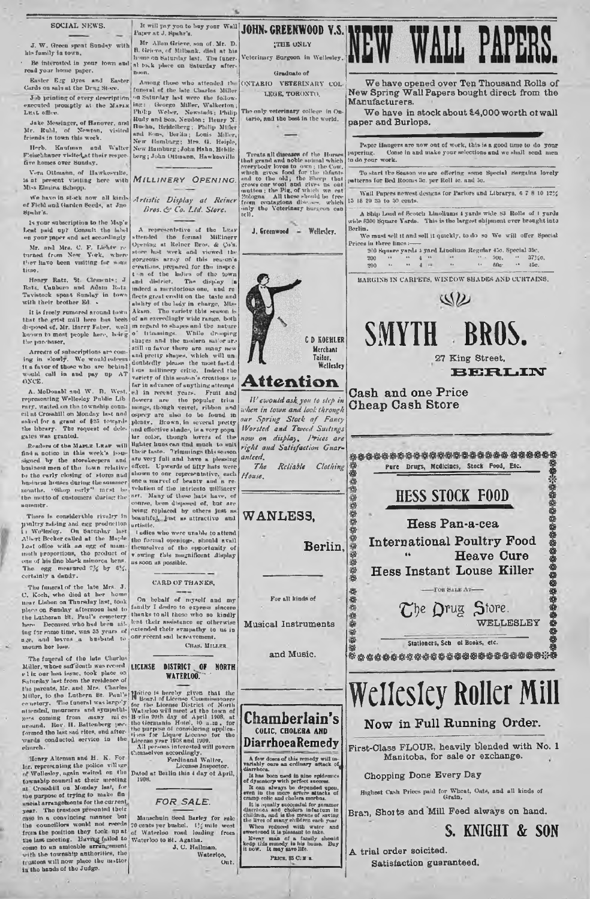## SOCIAL NEWS.

J. W. Green spent Sunday with his family in town.

Be interested in your town and read your home paper.

Easter Egg Dyes and Easter Cards on sale at the Drug Store.

Job printing of every description executed promptly at the MAPLE LEAF office.

Jake Messinger, of Hanover, and Mr. Ruhl, of Newton, visited friends in town this week.

Herb. Kaufman and Walter Fleischhauer visited at their respective homes over Sunday.

Vera Ottmann, of Hawkesville, is at present visiting here with Miss Elmina Schopp.

We have in stock now all kinds of Field and Garden Seeds, at Jno Spahr's.

Is your subscription to the Maple Leaf paid up? Consult the label on your paper and act accordingly.

Mr. and Mrs. C. F. Lichty returned from New York, where they have been visiting for some time.

Henry Ratz, St. Clements; J. Ratz, Canboro and Adam Ratz, Tavistock spent Sunday in town with their brother Ed.

It is freely rumored around town that the grist mill here has been disposed of, Mr. Harry Faber, well known to most people here, being the purchaser.

Arrears of subscriptions are coming in slowly. We would esteem it a favor of those who are behind would call in and pay up AT ONCE.

A. McDonald and W. B. West, representing Wellesley Public Library, waited on the township council at Crosshill on Monday last and asked for a grant of $25 towards the library. The request of delegates was granted.

Readers of the MAPLE LEAF will find a notice in this week's issue signed by the storekeepers and business men of the town relative to the early closing of stores and business houses during the summer months. "Shop early" must be the motto of customers during the summer.

There is considerable rivalry in poultry raising and egg production in Wellesley. On Saturday last Albert Becker called at the Maple Leaf office with an egg of mammoth proportions, the product of one of his fine black minorca hens. The egg measured 7¾ by 6¾, certainly a dandy.

The funeral of the late Mrs. J. C. Koch, who died at her home near Lisbon on Thursday last, took place on Sunday afternoon last to the Lutheran St. Paul's cemetery here. Deceased who had been ailing for some time, was 35 years of age, and leaves a husband to mourn her loss.

The funeral of the late Charles Miller, whose sad death was recorded in our last issue, took place on Saturday last from the residence of his parents, Mr. and Mrs. Charles Miller, to the Luthern St. Paul's cemetery. The funeral was largely attended, mourners and sympathizers coming from many miles around. Rev. H. Battenberg performed the last sad rites, and afterwards conducted service in the church.

Henry Alteman and H. K. Forler, representing the police village of Wellesley, again waited on the township council at their meeting at Crosshill on Monday last, for the purpose of trying to make financial arrangements for the current year. The trustees presented their case in a convincing manner but the councillors would not recede from the position they took up at the last meeting. Having failed to come to an amicable arrangement with the township authorities, the trustees will now place the matter in the hands of the Judge.

It will pay you to buy your Wall Paper at J. Spahr's.

Mr. Allan Grieve, son of Mr. D. B. Grieve, of Millbank, died at his home on Saturday last. The funeral took place on Saturday afternoon.

Among those who attended the funeral of the late Charles Miller on Saturday last were the following: George Miller, Walkerton; Philip Weber, Newstadt; Philip Rudy and Son, Neudon; Henry N. Roehn, Heidelberg; Philip Miller and Sons, Berlin; Louis Miller, New Hamburg; Mr. G. Heiple, New Hamburg; John Hahn, Heidelberg; John Ottmann, Hawkesville

## MILLINERY OPENING.

*Artistic Display at Reiner Bros. & Co. Ltd. Store.*

A representative of the LEAF attended the formal Millinery Opening at Reiner Bros. & Co's. store last week and viewed the gorgeous array of this season's creations, prepared for the inspection of the ladies of the town and district. The display is indeed a meritorious one, and reflects great credit on the taste and ability of the lady in charge, Miss Aksen. The variety this season is of an exceedingly wide range, both in regard to shape and the nature of trimmings. While drooping shapes and the modern sailor are still in favor there are many new and pretty shapes, which will undoubtedly please the most fastidious millinery critic. Indeed the variety of this season's creations is far in advance of anything attempted in recent years. Fruit and flowers are the popular trimmings, though velvet, ribbon and osprey are also to be found in plenty. Brown, in several pretty and effective shades, is a very popular color, though lovers of the lighter hues can find much to suit their taste. Trimmings this season are very full and have a pleasing effect. Upwards of fifty hats were shown to our representative, each one a marvel of beauty and a revelation of the intricate millinery art. Many of these hats have, of course, been disposed of, but are being replaced by others just as beautiful, just as attractive and artistic.

Ladies who were unable to attend the formal opening, should avail themselves of the opportunity of viewing this magnificent display as soon as possible.

### CARD OF THANKS.

On behalf of myself and my family I desire to express sincere thanks to all those who so kindly lent their assistance or otherwise extended their sympathy to us in our recent sad bereavement.

CHAS. MILLER

### LICENSE DISTRICT OF NORTH WATERLOO.

Notice is hereby given that the Board of License Commissioners for the License District of North Waterloo will meet at the town of Berlin 29th day of April 1908, at the Germania Hotel, 10 a.m., for the purpose of considering applications for Liquor License for the License year 1908 and 1909.

All persons interested will govern themselves accordingly.

Ferdinand Walter,
License Inspector.

Dated at Berlin this 4 day of April, 1908.

### FOR SALE.

Manschuin Seed Barley for sale 70 cents per bushel. 1½ mile west of Waterloo road leading from Waterloo to St. Agatha.

J. C. Hallman,
Waterloo,
Ont.

## JOHN. GREENWOOD V.S.

THE ONLY

Veterinary Surgeon in Wellesley.

Graduate of

ONTARIO VETERINARY COLLEGE, TORONTO.

The only veterinary college in Ontario, and the best in the world.

Treats all diseases of the Horses that grand and noble animal which everybody loves to own; the Cow, which gives food for the infants and to the old; the Sheep that grows our wool and gives us our mutton; the Pig, of which we eat Bologna. All these should be free from contagious diseases, which only the Veterinary Surgeon can tell.

J. Greenwood — Wellesley.

C D KOEHLER
Merchant
Tailor,
Wellesley

## Attention

*We would ask you to step in when in town and look through our Spring Stock of Fancy Worsted and Tweed Suitings now on display. Prices are right and Satisfaction Guaranteed.*

*The Reliable Clothing House.*

## WANLESS,

Berlin,

For all kinds of

Musical Instruments

and Music.

## Chamberlain's
COLIC, CHOLERA AND
## DiarrhoeaRemedy

A few doses of this remedy will invariably cure an ordinary attack of diarrhoea.

It has been used in nine epidemics of dysentery with perfect success.

It can always be depended upon, even in the more severe attacks of cramp colic and cholera morbus.

It is equally successful for summer diarrhoea and cholera infantum in children, and is the means of saving the lives of many children each year.

When reduced with water and sweetened it is pleasant to take.

Every man of a family should keep this remedy in his home. Buy it now. It may save life.

PRICE, 25 CENTS.

# NEW WALL PAPERS.

We have opened over Ten Thousand Rolls of New Spring Wall Papers bought direct from the Manufacturers.

We have in stock about $4,000 worth of wall paper and Burlops.

Paper Hangers are now out of work, this is a good time to do your papering. Come in and make your selections and we shall send men to do your work.

To start the Season we are offering some Special Bargains lovely patterns for Bed Rooms 3c. per Roll 4c. and 5c.

Wall Papers newest designs for Parlors and Librarys, 6 7 8 10 12½ 15 18 20 25 to 50 cents.

A Ship Load of Scotch Linoliums 4 yards wide 83 Rolls of 4 yards wide 8300 Square Yards. This is the largest shipment ever brought into Berlin.

We must sell it and sell it quickly, to do so We will offer Special Prices in these times:—

250 Square yards 4 yard Linolium Regular 45c. Special 35c.
200 " " 4 " " " 50c. " 37½c.
200 " " 4 " " " 60c. " 45c.

BARGINS IN CARPETS, WINDOW SHADES AND CURTAINS.

# SMYTH BROS.

27 King Street,
**BERLIN**

Cash and one Price
Cheap Cash Store

Pure Drugs, Medicines, Stock Food, Etc.

## HESS STOCK FOOD

Hess Pan-a-cea
International Poultry Food
" Heave Cure
Hess Instant Louse Killer

—FOR SALE AT—

The Drug Store.
WELLESLEY

Stationers, School Books, etc.

# Wellesley Roller Mill

## Now in Full Running Order.

First-Class FLOUR, heavily blended with No. 1 Manitoba, for sale or exchange.

Chopping Done Every Day

Highest Cash Prices paid for Wheat, Oats, and all kinds of Grain.

Bran, Shorts and Mill Feed always on hand.

## S. KNIGHT & SON

A trial order soicited.
Satisfaction guaranteed.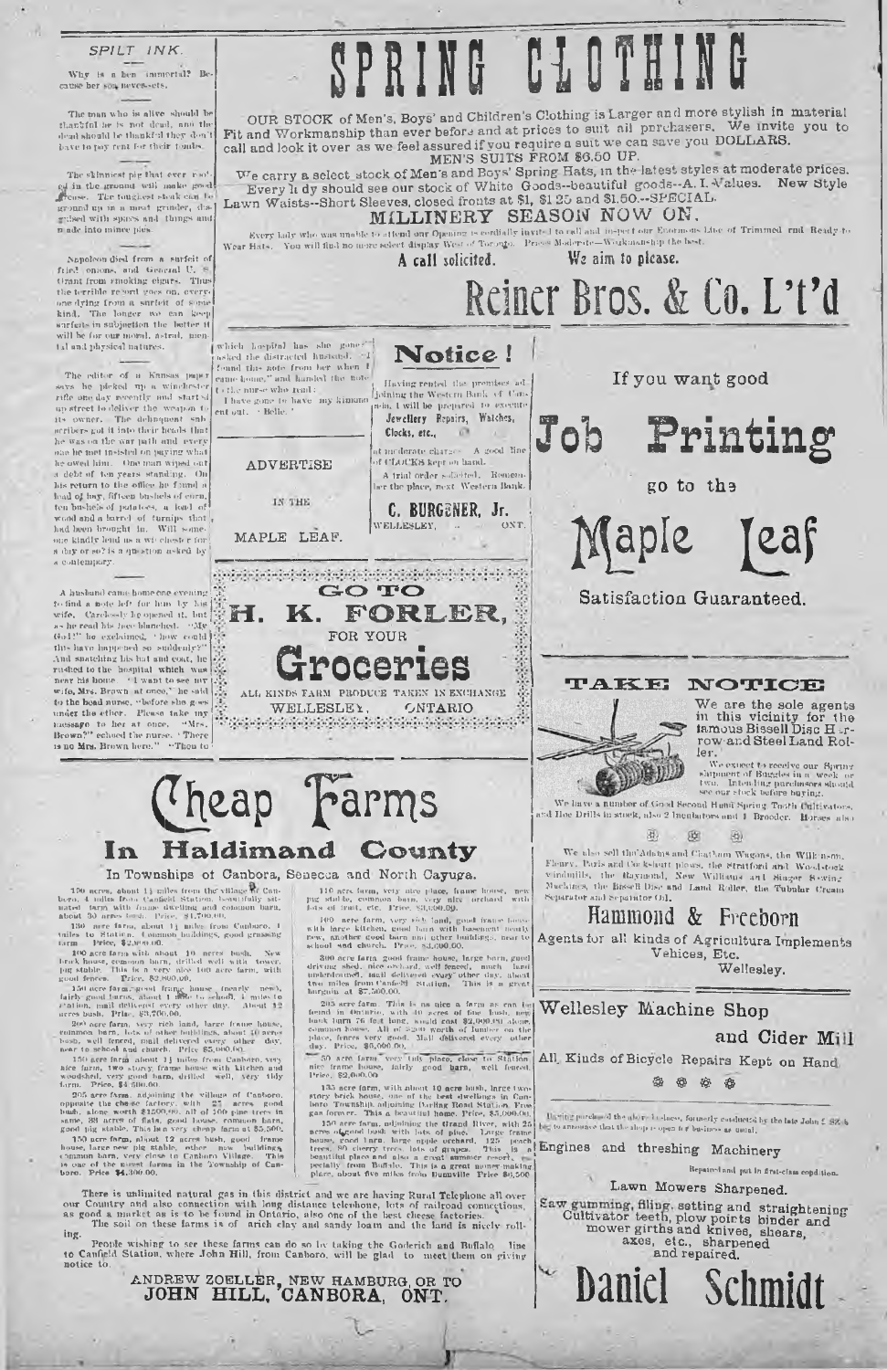## SPILT INK.

Why is a hen immortal? Because her son nevers-sets.

The man who is alive should be thankful he is not dead, and the dead should be thankful they don't have to pay rent for their tombs.

The skinniest pig that ever rooted in the ground will make good grease. The toughest steak can be ground up in a meat grinder, disguised with spices and things and made into mince pies.

Napoleon died from a surfeit of fried onions, and General U. S. Grant from smoking cigars. Thus the terrible record goes on, every one dying from a surfeit of some kind. The longer we can keep surfeits in subjection the better it will be for our moral, astral, mental and physical natures.

The editor of a Kansas paper says he picked up a winchester rifle one day recently and started up street to deliver the weapon to its owner. The delinquent subscribers got it into their heads that he was on the war path and every one he met insisted on paying what he owed him. One man wiped out a debt of ten years standing. On his return to the office he found a load of hay, fifteen bushels of corn, ten bushels of potatoes, a load of wood and a barrel of turnips that had been brought in. Will some one kindly lend us a winchester for a day or so? is a question asked by a contemporary.

A husband came home one evening to find a note left for him by his wife. Carelessly he opened it, but as he read his face blanched. "My God!" he exclaimed, "how could this have happened so suddenly?" And snatching his hat and coat, he rushed to the hospital which was near his home. "I want to see my wife, Mrs. Brown at once," he said to the head nurse, "before she goes under the ether. Please take my message to her at once. "Mrs. Brown?" echoed the nurse. "There is no Mrs. Brown here." "Then to which hospital has she gone?" asked the distracted husband. "I found this note from her when I came home," and handed the note to the nurse who read:

"I have gone to have my kimono cut out. - Belle."

---

# SPRING CLOTHING

OUR STOCK of Men's, Boys' and Children's Clothing is Larger and more stylish in material Fit and Workmanship than ever before and at prices to suit all purchasers. We invite you to call and look it over as we feel assured if you require a suit we can save you DOLLARS.

**MEN'S SUITS FROM $6.50 UP.**

We carry a select stock of Men's and Boys' Spring Hats, in the latest styles at moderate prices. Every lady should see our stock of White Goods--beautiful goods--A. I. Values. New Style Lawn Waists--Short Sleeves, closed fronts at $1, $1.25 and $1.50.--SPECIAL.

## MILLINERY SEASON NOW ON.

Every lady who was unable to attend our Opening is cordially invited to call and inspect our Enormous Line of Trimmed and Ready to Wear Hats. You will find no more select display West of Toronto. Prices Moderate--Workmanship the best.

**A call solicited.** **We aim to please.**

# Reiner Bros. & Co. L't'd

---

ADVERTISE

IN THE

MAPLE LEAF.

---

## Notice !

Having rented the premises adjoining the Western Bank, of Conrain, I will be prepared to execute

**Jewellery Repairs, Watches, Clocks, etc.,**

at moderate charges. A good line of CLOCKS kept on hand.

A trial order solicited. Remember the place, next Western Bank.

**C. BURGENER, Jr.**
WELLESLEY, ONT.

---

If you want good

# Job Printing

go to the

# Maple Leaf

Satisfaction Guaranteed.

---

## GO TO
# H. K. FORLER,
FOR YOUR
# Groceries

ALL KINDS FARM PRODUCE TAKEN IN EXCHANGE
WELLESLEY, ONTARIO

---

## TAKE NOTICE

We are the sole agents in this vicinity for the famous Bissell Disc Harrow and Steel Land Roller.

We expect to receive our Spring shipment of Buggies in a week or two. Intending purchasers should see our stock before buying.

We have a number of Good Second Hand Spring Tooth Cultivators, and Hoe Drills in stock, also 2 Incubators and 1 Brooder. Horses also

We also sell the Adams and Chatham Wagons, the Wilkinson, Fleury, Paris and Cockshutt plows, the Stratford and Woodstock windmills, the Raymond, New Williams and Singer Sewing Machines, the Bissell Disc and Land Roller, the Tubular Cream Separator and Separator Oil.

# Hammond & Freeborn

Agents for all kinds of Agricultural Implements Vehices, Etc.
Wellesley.

---

# Cheap Farms
## In Haldimand County

### In Townships of Canbora, Seneca and North Cayuga.

100 acres, about 1½ miles from the village of Canboro, 4 miles from Canfield Station, beautifully situated farm with frame dwelling and common barn, about 30 acres bush. Price, $1,700.00.

130 acre farm, about 1½ miles from Canboro, 4 miles to Station. Common buildings, good grassing farm. Price, $2,800.00.

100 acre farm with about 10 acres bush. New brick house, common barn, drilled well with tower, hog stable. This is a very nice 100 acre farm, with good fences. Price, $2,800.00.

150 acre farm, good frame house (nearly new), fairly good barns, about 1 mile to school, 4 miles to station, mail delivered every other day. About 12 acres bush. Price, $3,700.00.

200 acre farm, very rich land, large frame house, common barn, lots of other buildings, about 10 acres bush, well fenced, mail delivered every other day, near to school and church. Price $5,000.00.

150 acre farm about 1½ miles from Canboro, very nice farm, two storey frame house with kitchen and woodshed, very good barn, drilled well, very tidy farm. Price, $4,500.00.

205 acre farm, adjoining the village of Canboro, opposite the cheese factory, with 25 acres good bush, alone worth $1200.00, all of 500 pine trees in same, 30 acres of flats, good house, common barn, good pig stable. This is a very cheap farm at $5,500.

150 acre farm, about 12 acres bush, good frame house, large new pig stable, other new buildings, common barn, very close to Canboro Village. This is one of the nicest farms in the Township of Canboro. Price $4,300.00.

116 acre farm, very nice place, frame house, new pig stable, common barn, very nice orchard with lots of fruit, etc. Price, $3,000.00.

100 acre farm, very rich land, good frame house with large kitchen, good barn with basement nearly new, another cool barn and other buildings, near to school and church. Price, $4,000.00.

300 acre farm, good frame house, large barn, good driving shed, nice orchard, well fenced, much land underdrained, mail delivered every other day, about two miles from Canfield Station. This is a great bargain at $7,500.00.

203 acre farm. This is as nice a farm as can be found in Ontario, with 40 acres of fine bush, new bank barn 76 feet long, would cost $2,000.00 alone, common house. All of $200 worth of lumber on the place, fences very good. Mail delivered every other day. Price, $8,000.00.

50 acre farm, very tidy place, close to Station, nice frame house, fairly good barn, well fenced. Price, $2,000.00.

133 acre farm, with about 10 acres bush, large two-story brick house, one of the best dwellings in Canboro Township adjoining Darling Road Station. Free gas forever. This is a beautiful home. Price, $5,000.00.

150 acre farm, adjoining the Grand River, with 25 acres of good bush with lots of pine. Large frame house, good barn, large apple orchard, 125 peach trees, 80 cherry trees, lots of grapes. This is a beautiful place and also a great summer resort, especially from Buffalo. This is a great money-making place, about five miles from Dunnville Price $6,500.

There is unlimited natural gas in this district and we are having Rural Telephone all over our Country and also connection with long distance telephone, lots of railroad connections, as good a market as is to be found in Ontario, also one of the best cheese factories.

The soil on these farms is of a rich clay and sandy loam and the land is nicely rolling.

People wishing to see these farms can do so by taking the Goderich and Buffalo line to Canfield Station, where John Hill, from Canboro, will be glad to meet them on giving notice to

ANDREW ZOELLER, NEW HAMBURG, OR TO
**JOHN HILL, CANBORA, ONT.**

---

## Wellesley Machine Shop

## and Cider Mill

All Kinds of Bicycle Repairs Kept on Hand

Having purchased the above business, formerly conducted by the late John E. Sz...h beg to announce that the shop is open for business as usual.

**Engines and threshing Machinery**

Repaired and put in first-class condition.

**Lawn Mowers Sharpened.**

Saw gumming, filing, setting and straightening Cultivator teeth, plow points binder and mower girths and knives, shears, axes, etc., sharpened and repaired.

# Daniel Schmidt